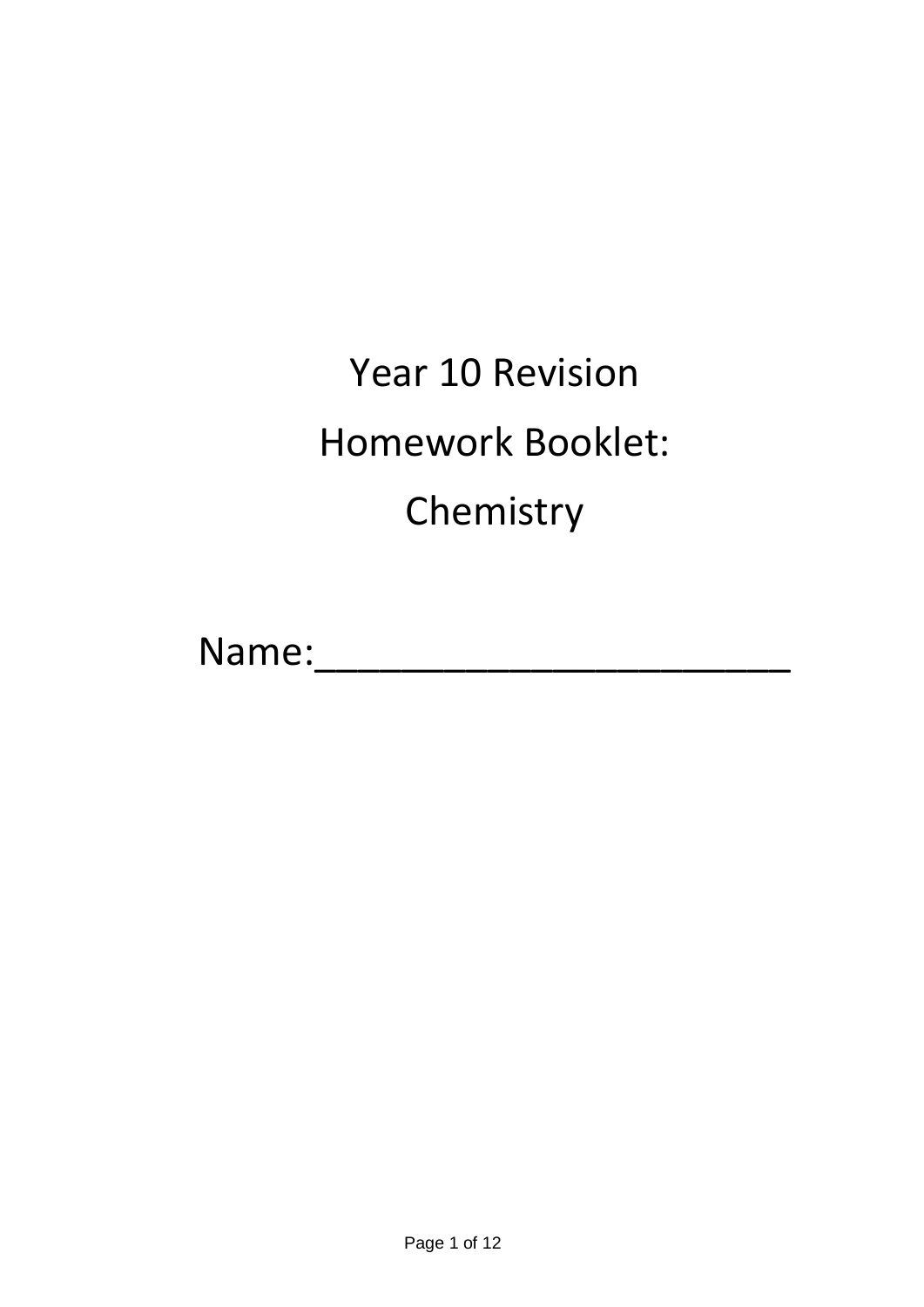# Year 10 Revision

# Homework Booklet:

# Chemistry

Name:_______________________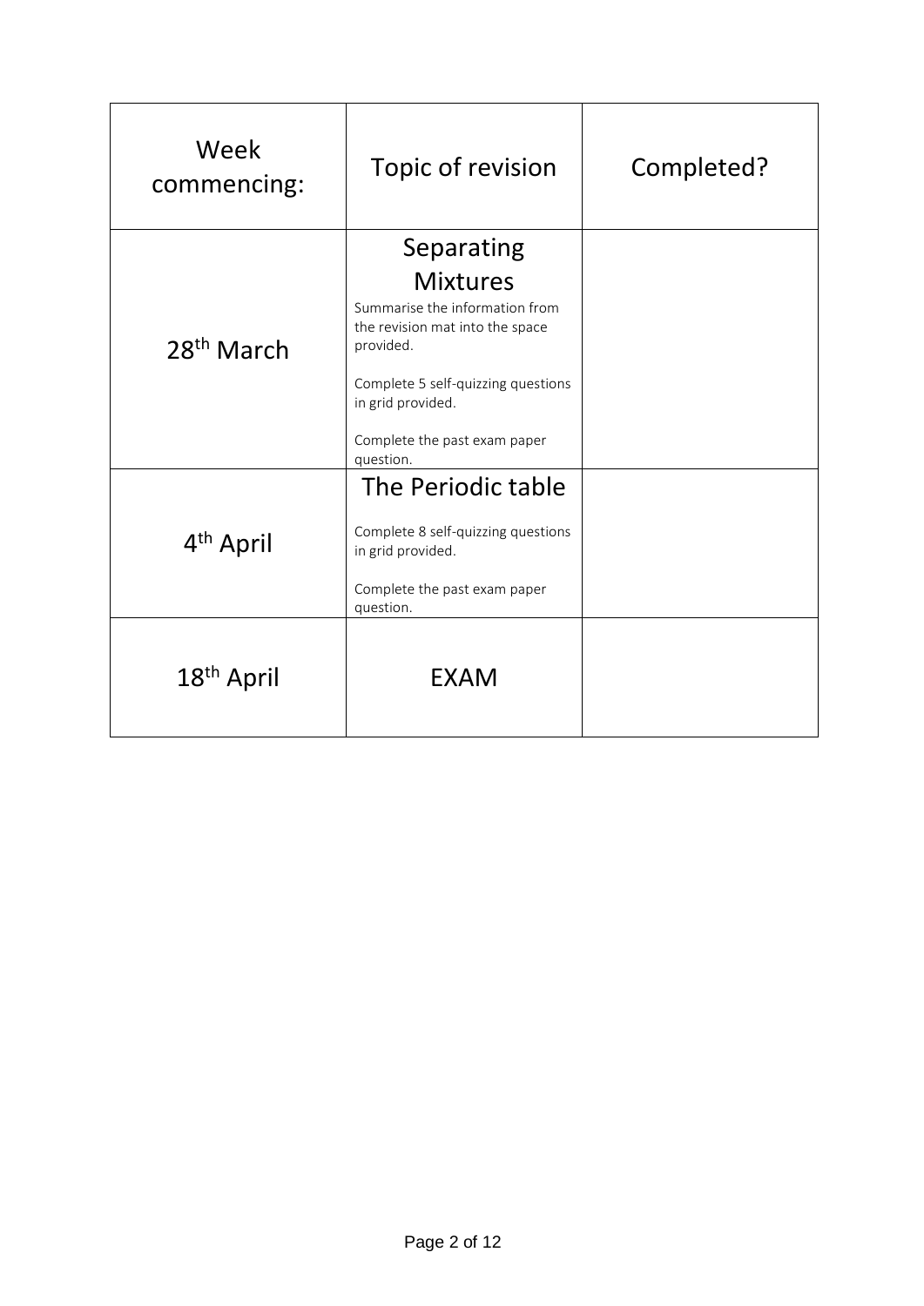| Week commencing: | Topic of revision | Completed? |
|---|---|---|
| 28th March | Separating Mixtures<br>Summarise the information from the revision mat into the space provided.<br>Complete 5 self-quizzing questions in grid provided.<br>Complete the past exam paper question. | |
| 4th April | The Periodic table<br>Complete 8 self-quizzing questions in grid provided.<br>Complete the past exam paper question. | |
| 18th April | EXAM | |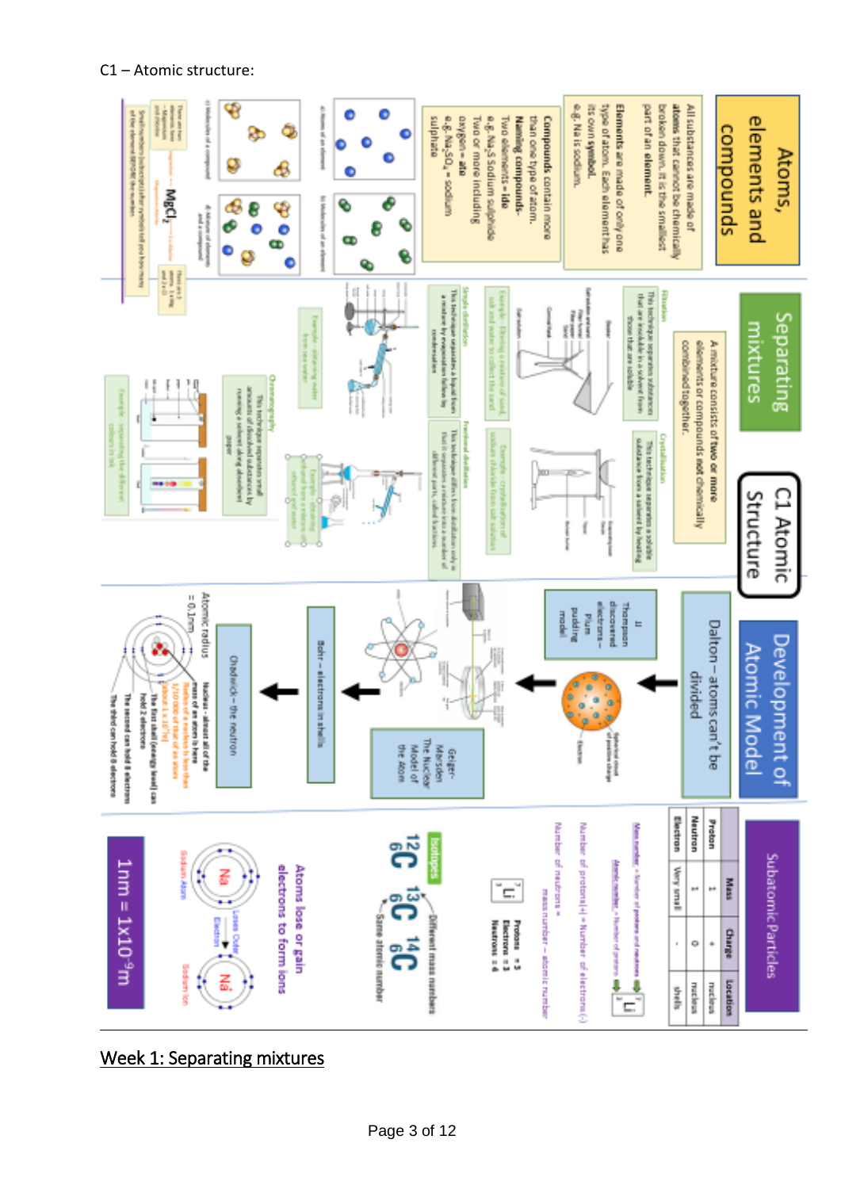C1 – Atomic structure:

# C1 Atomic Structure

## Atoms, elements and compounds

All substances are made of **atoms** that cannot be chemically broken down. It is the smallest part of an **element**.

**Elements** are made of only one type of atom. Each element has its own **symbol**.
e.g. Na is sodium.

**Compounds** contain more than one type of atom.
**Naming compounds-**
Two elements = **ide**
e.g. $Na_2S$ Sodium sulphide
Two or more including oxygen = **ate**
e.g. $Na_2SO_4$ = sodium sulphate

a) Atoms of an element
b) Molecules of an element
c) Molecules of a compound
d) Mixture of elements and a compound

$MgCl_2$

There are two elements here – magnesium and chlorine

There are 3 atoms, 1 x Mg and 2 x Cl

Small numbers (subscripts) after symbols tell you how many of the element BEFORE the number.

## Separating mixtures

A mixture consists of two or more elements or compounds **not** chemically combined together.

**Filtration**
This technique separates substances that are insoluble in a solvent from those that are soluble.
Example: filtering a mixture of sand, salt and water to collect the sand

**Crystallisation**
This technique separates a soluble substance from a solvent by heating.
Example: crystallisation of sodium chloride from salt solution

**Simple distillation**
This technique separates a liquid from a mixture by evaporation followed by condensation.
Example: obtaining water from sea water

**Fractional distillation**
This technique differs from distillation only in that it separates a mixture into a number of different parts, called fractions.
Example: obtaining ethanol from a mixture of ethanol and water

**Chromatography**
This technique separates small amounts of dissolved substances by running a solvent along absorbent paper.
Example: separating the different colours in ink

## Development of Atomic Model

Dalton – atoms can't be divided

JJ Thompson discovered electrons – Plum pudding model

Geiger-Marsden The Nuclear Model of the Atom

Bohr – electrons in shells

Chadwick – the neutron

Atomic radius = 0.1nm

Nucleus – almost all of the mass of an atom is here
Radius of a nucleus is less than 1/10 000 of that of an atom (about $1 \times 10^{-14}$ m)
The first shell (energy level) can hold 2 electrons
The second can hold 8 electrons
The third can hold 8 electrons

## Subatomic Particles

| | Mass | Charge | Location |
|---|---|---|---|
| Proton | 1 | + | nucleus |
| Neutron | 1 | 0 | nucleus |
| Electron | Very small | - | shells |

Mass number = Number of protons and neutrons
Atomic number = Number of protons

Number of protons(+) = Number of electrons(-)

Number of neutrons = mass number – atomic number

$^7_3Li$
Protons = 3
Electrons = 3
Neutrons = 4

**Isotopes**

$^{12}_6C$ $^{13}_6C$ $^{14}_6C$

Different mass numbers
Same atomic number

**Atoms lose or gain electrons to form ions**

Sodium Atom — Loses Outer Electron → Sodium Ion

$1nm = 1 \times 10^{-9} m$

---

## Week 1: Separating mixtures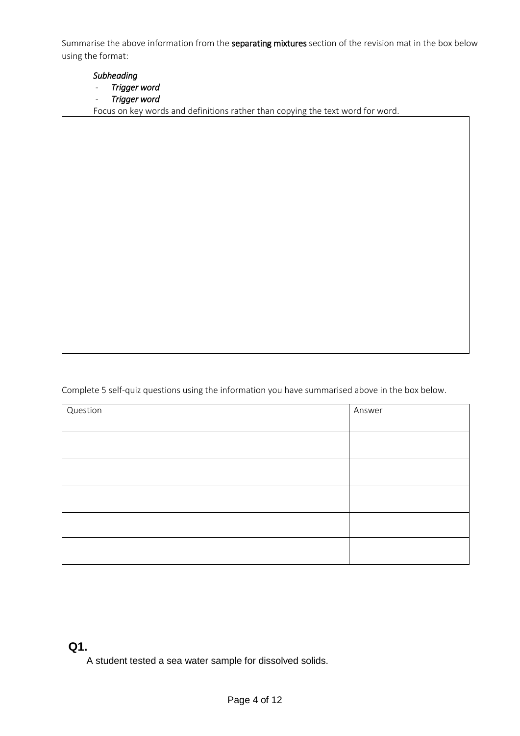Summarise the above information from the **separating mixtures** section of the revision mat in the box below using the format:

*Subheading*

- *Trigger word*
- *Trigger word*

Focus on key words and definitions rather than copying the text word for word.

Complete 5 self-quiz questions using the information you have summarised above in the box below.

| Question | Answer |
| --- | --- |
| | |
| | |
| | |
| | |
| | |

**Q1.**

A student tested a sea water sample for dissolved solids.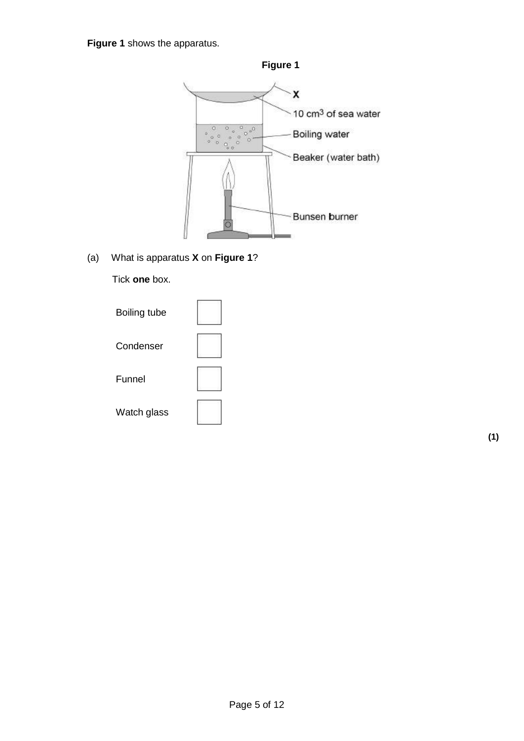**Figure 1** shows the apparatus.

**Figure 1**

(a) What is apparatus **X** on **Figure 1**?

Tick **one** box.

- Boiling tube ☐
- Condenser ☐
- Funnel ☐
- Watch glass ☐

**(1)**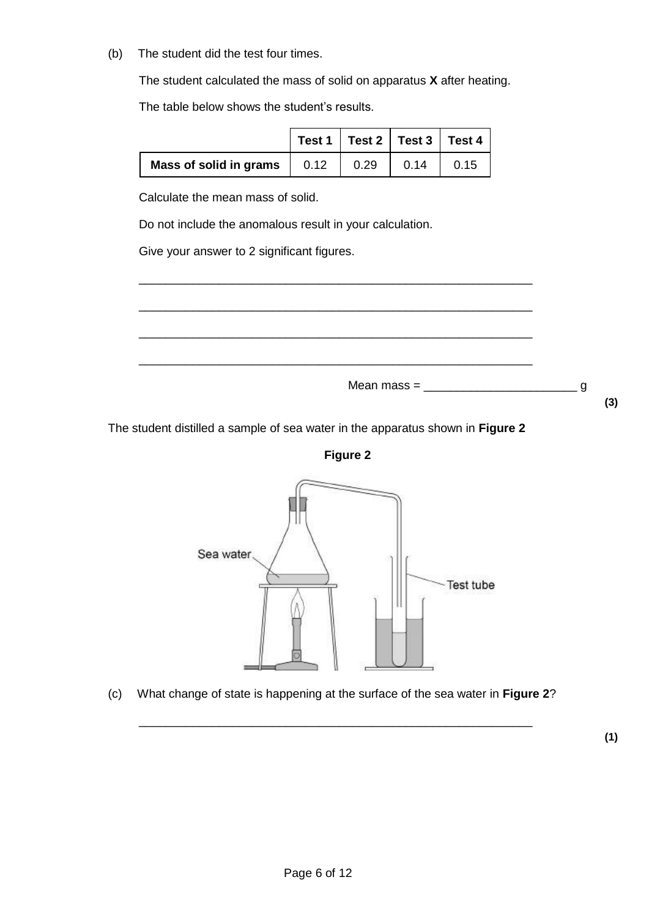(b) The student did the test four times.

The student calculated the mass of solid on apparatus **X** after heating.

The table below shows the student's results.

| | Test 1 | Test 2 | Test 3 | Test 4 |
|---|---|---|---|---|
| **Mass of solid in grams** | 0.12 | 0.29 | 0.14 | 0.15 |

Calculate the mean mass of solid.

Do not include the anomalous result in your calculation.

Give your answer to 2 significant figures.

___________________________________________________________

___________________________________________________________

___________________________________________________________

___________________________________________________________

Mean mass = ______________________ g

**(3)**

The student distilled a sample of sea water in the apparatus shown in **Figure 2**

**Figure 2**

Sea water

Test tube

(c) What change of state is happening at the surface of the sea water in **Figure 2**?

___________________________________________________________

**(1)**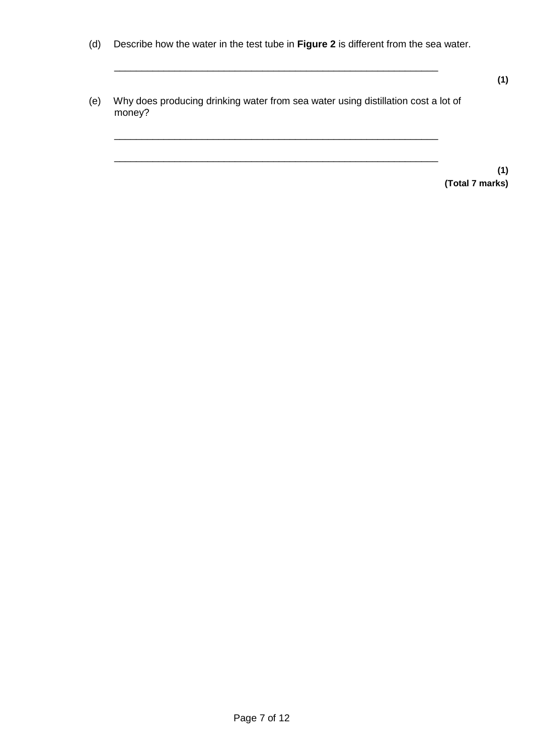(d) Describe how the water in the test tube in **Figure 2** is different from the sea water.

___________________________________________________________________

**(1)**

(e) Why does producing drinking water from sea water using distillation cost a lot of money?

___________________________________________________________________

___________________________________________________________________

**(1)**

**(Total 7 marks)**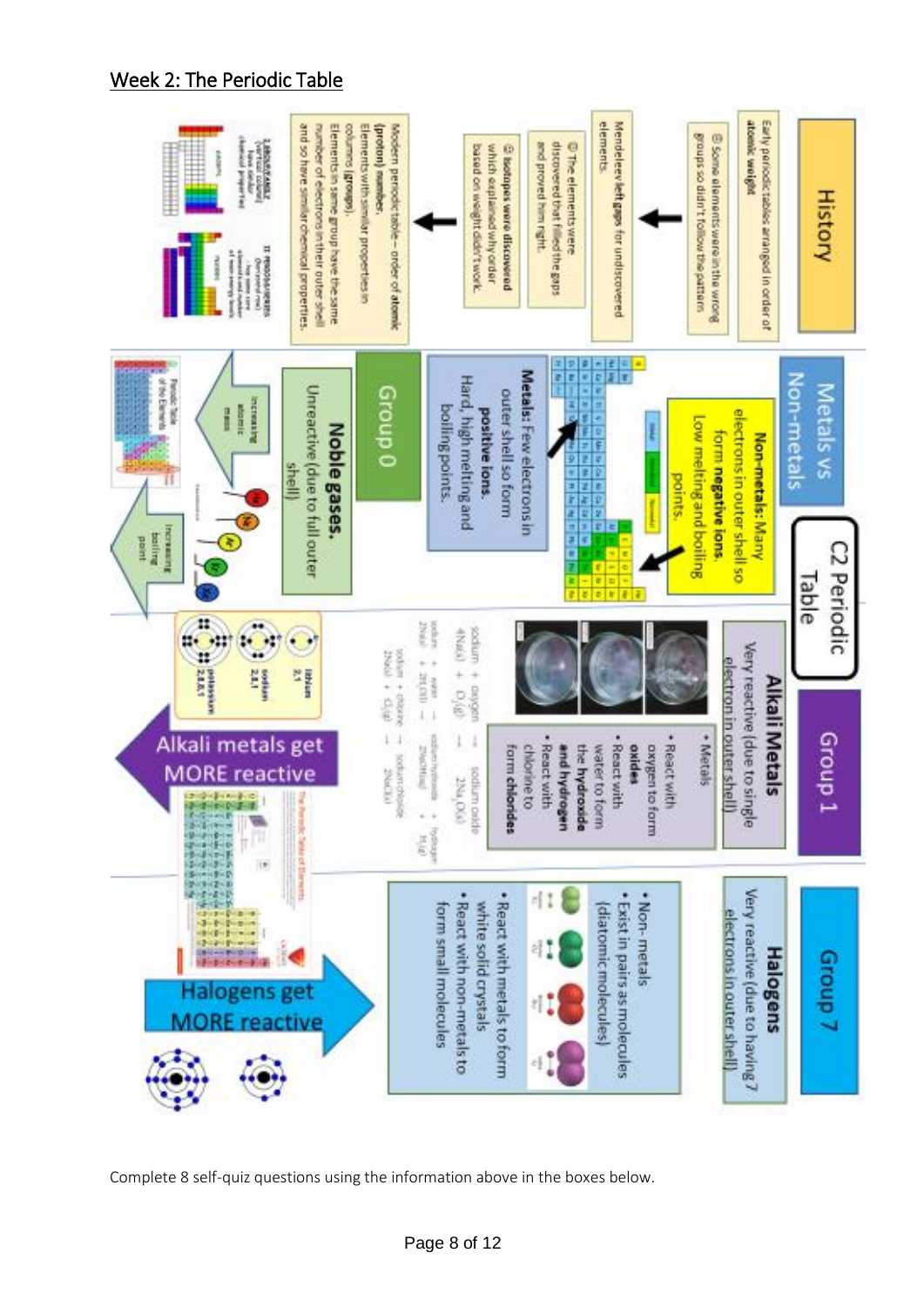## Week 2: The Periodic Table

### History

Early periodic tables arranged in order of **atomic weight**

☹ Some elements were in the wrong groups so didn't follow the pattern.

Mendeleev **left gaps** for undiscovered elements.

☺ The elements were discovered that filled the gaps and proved him right.

☹ **Isotopes were discovered** which explained why order based on weight didn't work.

Modern periodic table – order of **atomic (proton) number.**
Elements with similar properties in columns (**groups**).
Elements in same group have the same number of electrons in their outer shell and so have similar chemical properties.

I GROUPS/FAMILIES (vertical column) have similar chemical properties

II PERIODS/SERIES (horizontal row) have same core electrons and number of main energy levels

### Metals vs Non-metals

**Non-metals:** Many electrons in outer shell so form **negative ions.** Low melting and boiling points.

**Metals:** Few electrons in outer shell so form **positive ions.** Hard, high melting and boiling points.

### C2 Periodic Table

### Group 0

**Noble gases.** Unreactive (due to full outer shell)

Increasing atomic mass

Increasing boiling point

He, Ne, Ar, Kr, Xe

### Group 1

**Alkali Metals**

Very reactive (due to single electron in outer shell)

- Metals
- React with oxygen to form **oxides**
- React with water to form the **hydroxide and hydrogen**
- React with chlorine to form **chlorides**

sodium + oxygen → sodium oxide
$4Na(s) + O_2(g) \rightarrow 2Na_2O(s)$

sodium + water → sodium hydroxide + hydrogen
$2Na(s) + 2H_2O(l) \rightarrow 2NaOH(aq) + H_2(g)$

sodium + chlorine → sodium chloride
$2Na(s) + Cl_2(g) \rightarrow 2NaCl(s)$

lithium 2,1
sodium 2,8,1
potassium 2,8,8,1

Alkali metals get MORE reactive

### Group 7

**Halogens**

Very reactive (due to having 7 electrons in outer shell)

- Non-metals
- Exist in pairs as molecules (diatomic molecules)
- React with metals to form white solid crystals
- React with non-metals to form small molecules

Halogens get MORE reactive

Complete 8 self-quiz questions using the information above in the boxes below.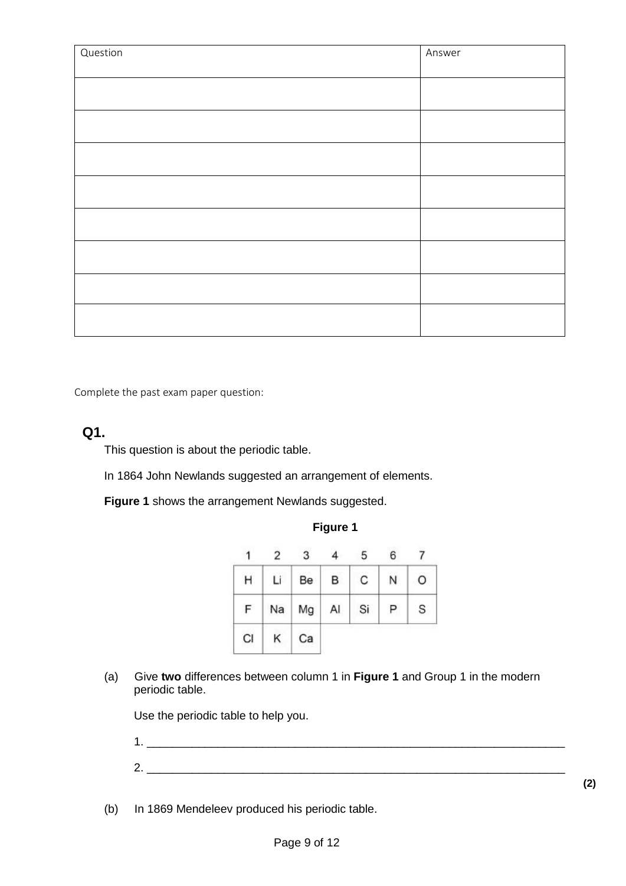| Question | Answer |
| --- | --- |
| | |
| | |
| | |
| | |
| | |
| | |
| | |
| | |

Complete the past exam paper question:

## Q1.

This question is about the periodic table.

In 1864 John Newlands suggested an arrangement of elements.

**Figure 1** shows the arrangement Newlands suggested.

**Figure 1**

| 1 | 2 | 3 | 4 | 5 | 6 | 7 |
| --- | --- | --- | --- | --- | --- | --- |
| H | Li | Be | B | C | N | O |
| F | Na | Mg | Al | Si | P | S |
| Cl | K | Ca | | | | |

(a) Give **two** differences between column 1 in **Figure 1** and Group 1 in the modern periodic table.

Use the periodic table to help you.

1. ___________________________________________________________________

2. ___________________________________________________________________

**(2)**

(b) In 1869 Mendeleev produced his periodic table.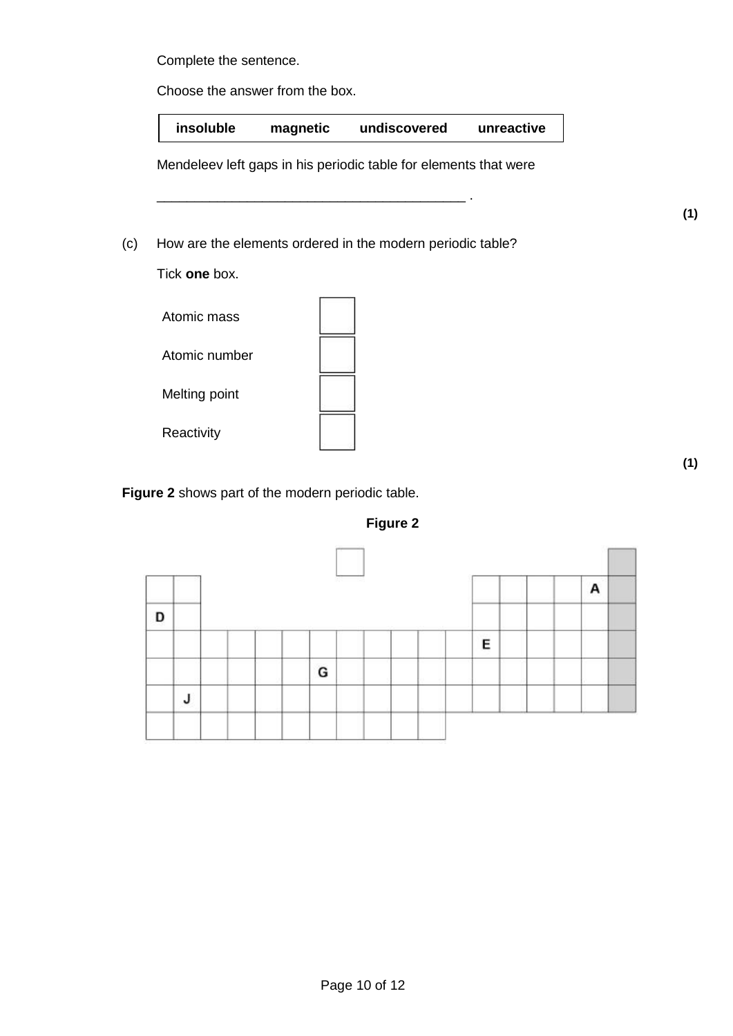Complete the sentence.

Choose the answer from the box.

| insoluble | magnetic | undiscovered | unreactive |
|---|---|---|---|

Mendeleev left gaps in his periodic table for elements that were

\_\_\_\_\_\_\_\_\_\_\_\_\_\_\_\_\_\_\_\_\_\_\_\_\_\_\_\_\_\_\_\_\_\_\_\_\_\_\_\_ .

**(1)**

(c) How are the elements ordered in the modern periodic table?

Tick **one** box.

| | |
|---|---|
| Atomic mass | ☐ |
| Atomic number | ☐ |
| Melting point | ☐ |
| Reactivity | ☐ |

**(1)**

**Figure 2** shows part of the modern periodic table.

**Figure 2**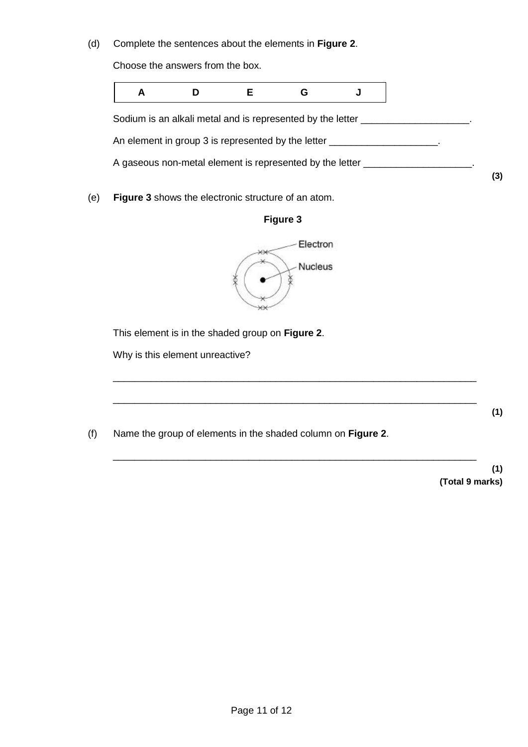(d) Complete the sentences about the elements in **Figure 2**.

Choose the answers from the box.

| A | D | E | G | J |
|---|---|---|---|---|

Sodium is an alkali metal and is represented by the letter ____________________.

An element in group 3 is represented by the letter ____________________.

A gaseous non-metal element is represented by the letter ____________________.

**(3)**

(e) **Figure 3** shows the electronic structure of an atom.

**Figure 3**

Electron

Nucleus

This element is in the shaded group on **Figure 2**.

Why is this element unreactive?

___________________________________________________________________

___________________________________________________________________

**(1)**

(f) Name the group of elements in the shaded column on **Figure 2**.

___________________________________________________________________

**(1)**

**(Total 9 marks)**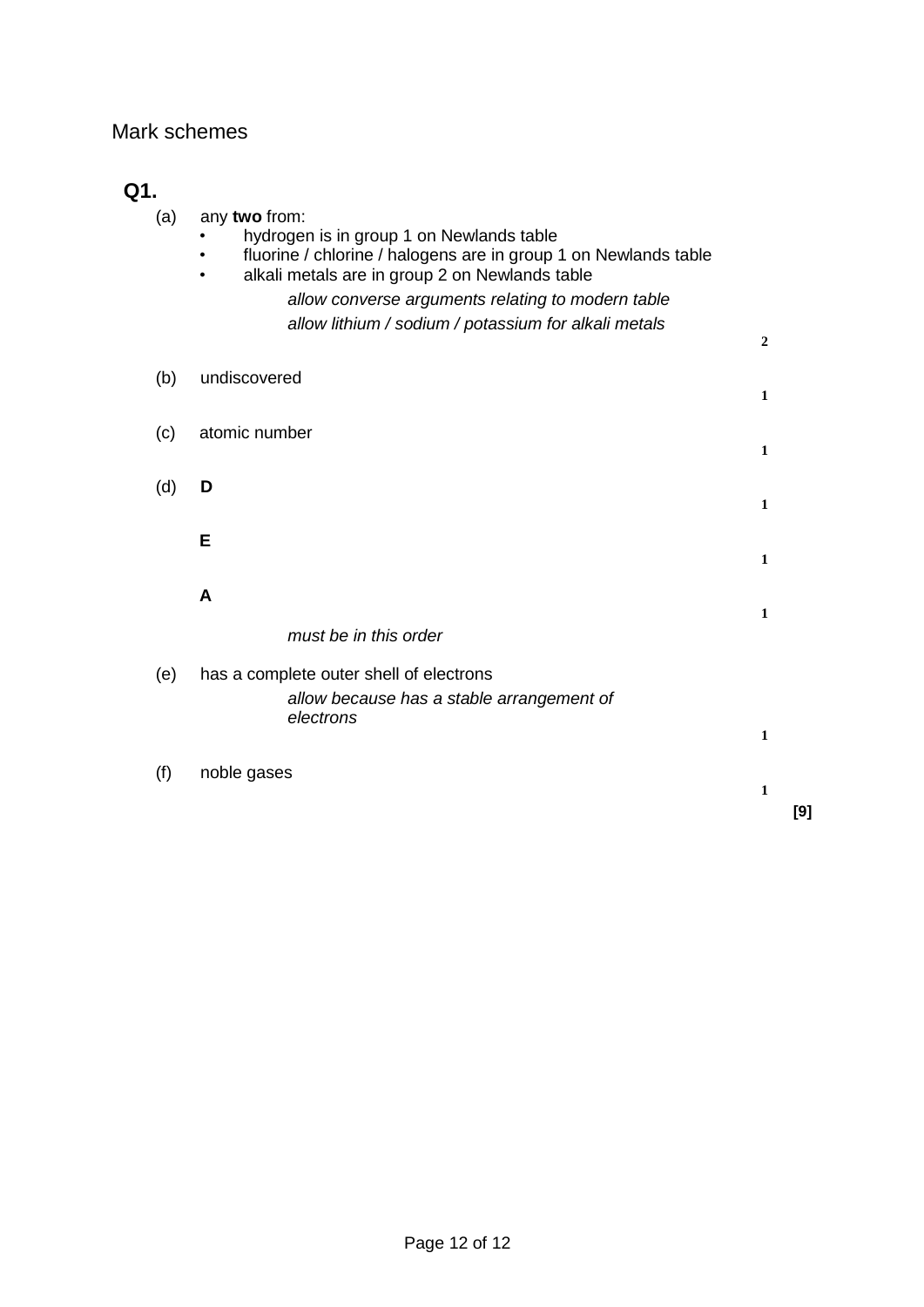# Mark schemes

## Q1.

(a) any **two** from:

- hydrogen is in group 1 on Newlands table
- fluorine / chlorine / halogens are in group 1 on Newlands table
- alkali metals are in group 2 on Newlands table

*allow converse arguments relating to modern table*

*allow lithium / sodium / potassium for alkali metals*

**2**

(b) undiscovered

**1**

(c) atomic number

**1**

(d) **D**

**1**

**E**

**1**

**A**

**1**

*must be in this order*

(e) has a complete outer shell of electrons

*allow because has a stable arrangement of electrons*

**1**

(f) noble gases

**1**

**[9]**